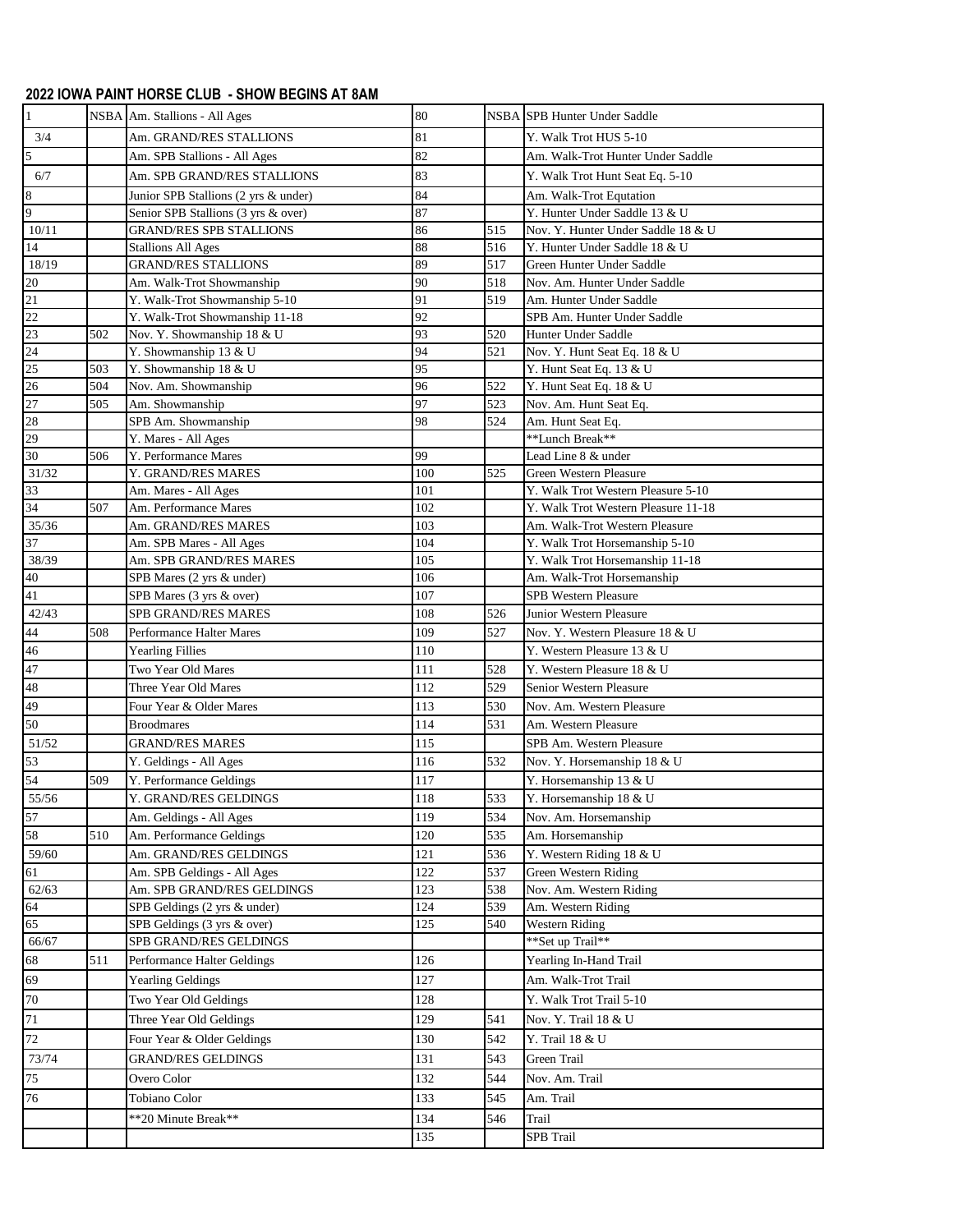## 2022 IOWA PAINT HORSE CLUB - SHOW BEGINS AT 8AM

| | | | | | |
|---|---|---|---|---|---|
| 1 | NSBA | Am. Stallions - All Ages | 80 | NSBA | SPB Hunter Under Saddle |
| 3/4 | | Am. GRAND/RES STALLIONS | 81 | | Y. Walk Trot HUS 5-10 |
| 5 | | Am. SPB Stallions - All Ages | 82 | | Am. Walk-Trot Hunter Under Saddle |
| 6/7 | | Am. SPB GRAND/RES STALLIONS | 83 | | Y. Walk Trot Hunt Seat Eq. 5-10 |
| 8 | | Junior SPB Stallions (2 yrs & under) | 84 | | Am. Walk-Trot Equtation |
| 9 | | Senior SPB Stallions (3 yrs & over) | 87 | | Y. Hunter Under Saddle 13 & U |
| 10/11 | | GRAND/RES SPB STALLIONS | 86 | 515 | Nov. Y. Hunter Under Saddle 18 & U |
| 14 | | Stallions All Ages | 88 | 516 | Y. Hunter Under Saddle 18 & U |
| 18/19 | | GRAND/RES STALLIONS | 89 | 517 | Green Hunter Under Saddle |
| 20 | | Am. Walk-Trot Showmanship | 90 | 518 | Nov. Am. Hunter Under Saddle |
| 21 | | Y. Walk-Trot Showmanship 5-10 | 91 | 519 | Am. Hunter Under Saddle |
| 22 | | Y. Walk-Trot Showmanship 11-18 | 92 | | SPB Am. Hunter Under Saddle |
| 23 | 502 | Nov. Y. Showmanship 18 & U | 93 | 520 | Hunter Under Saddle |
| 24 | | Y. Showmanship 13 & U | 94 | 521 | Nov. Y. Hunt Seat Eq. 18 & U |
| 25 | 503 | Y. Showmanship 18 & U | 95 | | Y. Hunt Seat Eq. 13 & U |
| 26 | 504 | Nov. Am. Showmanship | 96 | 522 | Y. Hunt Seat Eq. 18 & U |
| 27 | 505 | Am. Showmanship | 97 | 523 | Nov. Am. Hunt Seat Eq. |
| 28 | | SPB Am. Showmanship | 98 | 524 | Am. Hunt Seat Eq. |
| 29 | | Y. Mares - All Ages | | | **Lunch Break** |
| 30 | 506 | Y. Performance Mares | 99 | | Lead Line 8 & under |
| 31/32 | | Y. GRAND/RES MARES | 100 | 525 | Green Western Pleasure |
| 33 | | Am. Mares - All Ages | 101 | | Y. Walk Trot Western Pleasure 5-10 |
| 34 | 507 | Am. Performance Mares | 102 | | Y. Walk Trot Western Pleasure 11-18 |
| 35/36 | | Am. GRAND/RES MARES | 103 | | Am. Walk-Trot Western Pleasure |
| 37 | | Am. SPB Mares - All Ages | 104 | | Y. Walk Trot Horsemanship 5-10 |
| 38/39 | | Am. SPB GRAND/RES MARES | 105 | | Y. Walk Trot Horsemanship 11-18 |
| 40 | | SPB Mares (2 yrs & under) | 106 | | Am. Walk-Trot Horsemanship |
| 41 | | SPB Mares (3 yrs & over) | 107 | | SPB Western Pleasure |
| 42/43 | | SPB GRAND/RES MARES | 108 | 526 | Junior Western Pleasure |
| 44 | 508 | Performance Halter Mares | 109 | 527 | Nov. Y. Western Pleasure 18 & U |
| 46 | | Yearling Fillies | 110 | | Y. Western Pleasure 13 & U |
| 47 | | Two Year Old Mares | 111 | 528 | Y. Western Pleasure 18 & U |
| 48 | | Three Year Old Mares | 112 | 529 | Senior Western Pleasure |
| 49 | | Four Year & Older Mares | 113 | 530 | Nov. Am. Western Pleasure |
| 50 | | Broodmares | 114 | 531 | Am. Western Pleasure |
| 51/52 | | GRAND/RES MARES | 115 | | SPB Am. Western Pleasure |
| 53 | | Y. Geldings - All Ages | 116 | 532 | Nov. Y. Horsemanship 18 & U |
| 54 | 509 | Y. Performance Geldings | 117 | | Y. Horsemanship 13 & U |
| 55/56 | | Y. GRAND/RES GELDINGS | 118 | 533 | Y. Horsemanship 18 & U |
| 57 | | Am. Geldings - All Ages | 119 | 534 | Nov. Am. Horsemanship |
| 58 | 510 | Am. Performance Geldings | 120 | 535 | Am. Horsemanship |
| 59/60 | | Am. GRAND/RES GELDINGS | 121 | 536 | Y. Western Riding 18 & U |
| 61 | | Am. SPB Geldings - All Ages | 122 | 537 | Green Western Riding |
| 62/63 | | Am. SPB GRAND/RES GELDINGS | 123 | 538 | Nov. Am. Western Riding |
| 64 | | SPB Geldings (2 yrs & under) | 124 | 539 | Am. Western Riding |
| 65 | | SPB Geldings (3 yrs & over) | 125 | 540 | Western Riding |
| 66/67 | | SPB GRAND/RES GELDINGS | | | **Set up Trail** |
| 68 | 511 | Performance Halter Geldings | 126 | | Yearling In-Hand Trail |
| 69 | | Yearling Geldings | 127 | | Am. Walk-Trot Trail |
| 70 | | Two Year Old Geldings | 128 | | Y. Walk Trot Trail 5-10 |
| 71 | | Three Year Old Geldings | 129 | 541 | Nov. Y. Trail 18 & U |
| 72 | | Four Year & Older Geldings | 130 | 542 | Y. Trail 18 & U |
| 73/74 | | GRAND/RES GELDINGS | 131 | 543 | Green Trail |
| 75 | | Overo Color | 132 | 544 | Nov. Am. Trail |
| 76 | | Tobiano Color | 133 | 545 | Am. Trail |
| | | **20 Minute Break** | 134 | 546 | Trail |
| | | | 135 | | SPB Trail |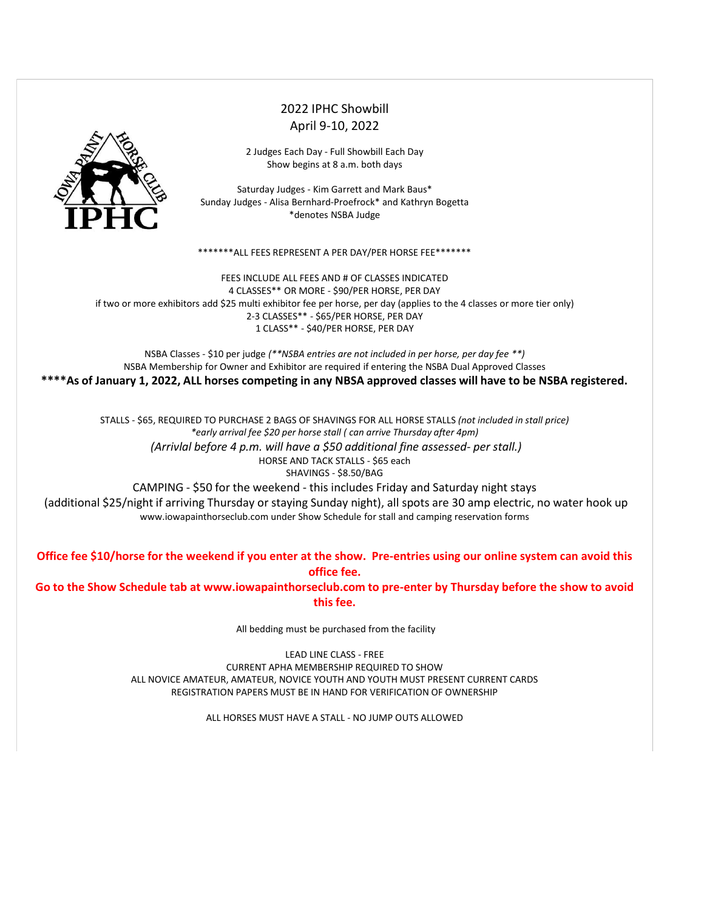# 2022 IPHC Showbill
## April 9-10, 2022

2 Judges Each Day - Full Showbill Each Day
Show begins at 8 a.m. both days

Saturday Judges - Kim Garrett and Mark Baus*
Sunday Judges - Alisa Bernhard-Proefrock* and Kathryn Bogetta
*denotes NSBA Judge

*******ALL FEES REPRESENT A PER DAY/PER HORSE FEE*******

FEES INCLUDE ALL FEES AND # OF CLASSES INDICATED
4 CLASSES** OR MORE - $90/PER HORSE, PER DAY
if two or more exhibitors add $25 multi exhibitor fee per horse, per day (applies to the 4 classes or more tier only)
2-3 CLASSES** - $65/PER HORSE, PER DAY
1 CLASS** - $40/PER HORSE, PER DAY

NSBA Classes - $10 per judge *(**NSBA entries are not included in per horse, per day fee **)*
NSBA Membership for Owner and Exhibitor are required if entering the NSBA Dual Approved Classes
******As of January 1, 2022, ALL horses competing in any NBSA approved classes will have to be NSBA registered.**

STALLS - $65, REQUIRED TO PURCHASE 2 BAGS OF SHAVINGS FOR ALL HORSE STALLS *(not included in stall price)*
*\*early arrival fee $20 per horse stall ( can arrive Thursday after 4pm)*
*(Arrivlal before 4 p.m. will have a $50 additional fine assessed- per stall.)*
HORSE AND TACK STALLS - $65 each
SHAVINGS - $8.50/BAG
CAMPING - $50 for the weekend - this includes Friday and Saturday night stays
(additional $25/night if arriving Thursday or staying Sunday night), all spots are 30 amp electric, no water hook up
www.iowapainthorseclub.com under Show Schedule for stall and camping reservation forms

**Office fee $10/horse for the weekend if you enter at the show. Pre-entries using our online system can avoid this office fee.**
**Go to the Show Schedule tab at www.iowapainthorseclub.com to pre-enter by Thursday before the show to avoid this fee.**

All bedding must be purchased from the facility

LEAD LINE CLASS - FREE
CURRENT APHA MEMBERSHIP REQUIRED TO SHOW
ALL NOVICE AMATEUR, AMATEUR, NOVICE YOUTH AND YOUTH MUST PRESENT CURRENT CARDS
REGISTRATION PAPERS MUST BE IN HAND FOR VERIFICATION OF OWNERSHIP

ALL HORSES MUST HAVE A STALL - NO JUMP OUTS ALLOWED